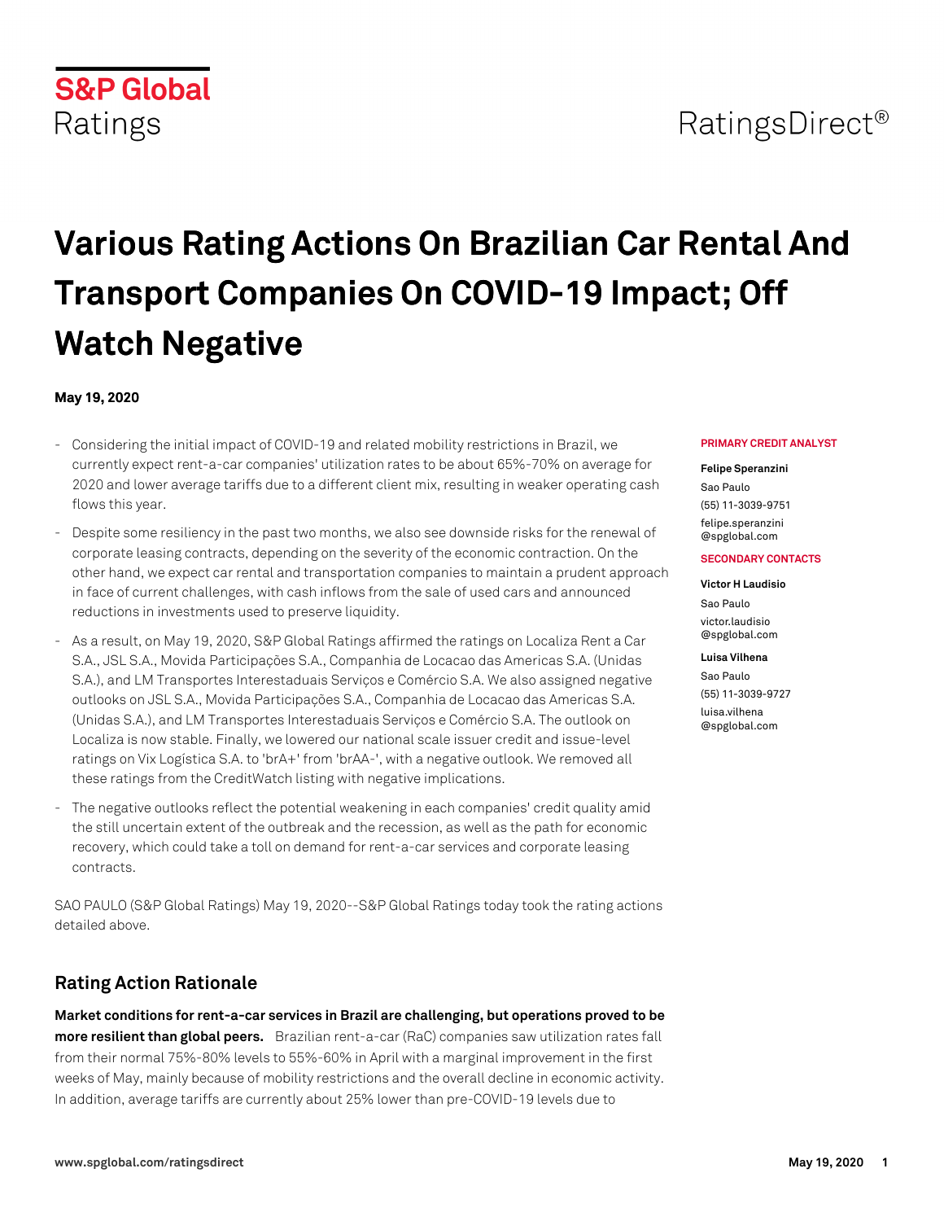S&P Global Ratings

RatingsDirect®

# Various Rating Actions On Brazilian Car Rental And Transport Companies On COVID-19 Impact; Off Watch Negative

**May 19, 2020**

- Considering the initial impact of COVID-19 and related mobility restrictions in Brazil, we currently expect rent-a-car companies' utilization rates to be about 65%-70% on average for 2020 and lower average tariffs due to a different client mix, resulting in weaker operating cash flows this year.
- Despite some resiliency in the past two months, we also see downside risks for the renewal of corporate leasing contracts, depending on the severity of the economic contraction. On the other hand, we expect car rental and transportation companies to maintain a prudent approach in face of current challenges, with cash inflows from the sale of used cars and announced reductions in investments used to preserve liquidity.
- As a result, on May 19, 2020, S&P Global Ratings affirmed the ratings on Localiza Rent a Car S.A., JSL S.A., Movida Participações S.A., Companhia de Locacao das Americas S.A. (Unidas S.A.), and LM Transportes Interestaduais Serviços e Comércio S.A. We also assigned negative outlooks on JSL S.A., Movida Participações S.A., Companhia de Locacao das Americas S.A. (Unidas S.A.), and LM Transportes Interestaduais Serviços e Comércio S.A. The outlook on Localiza is now stable. Finally, we lowered our national scale issuer credit and issue-level ratings on Vix Logística S.A. to 'brA+' from 'brAA-', with a negative outlook. We removed all these ratings from the CreditWatch listing with negative implications.
- The negative outlooks reflect the potential weakening in each companies' credit quality amid the still uncertain extent of the outbreak and the recession, as well as the path for economic recovery, which could take a toll on demand for rent-a-car services and corporate leasing contracts.

**PRIMARY CREDIT ANALYST**

**Felipe Speranzini**
Sao Paulo
(55) 11-3039-9751
felipe.speranzini@spglobal.com

**SECONDARY CONTACTS**

**Victor H Laudisio**
Sao Paulo
victor.laudisio@spglobal.com

**Luisa Vilhena**
Sao Paulo
(55) 11-3039-9727
luisa.vilhena@spglobal.com

SAO PAULO (S&P Global Ratings) May 19, 2020--S&P Global Ratings today took the rating actions detailed above.

## Rating Action Rationale

**Market conditions for rent-a-car services in Brazil are challenging, but operations proved to be more resilient than global peers.** Brazilian rent-a-car (RaC) companies saw utilization rates fall from their normal 75%-80% levels to 55%-60% in April with a marginal improvement in the first weeks of May, mainly because of mobility restrictions and the overall decline in economic activity. In addition, average tariffs are currently about 25% lower than pre-COVID-19 levels due to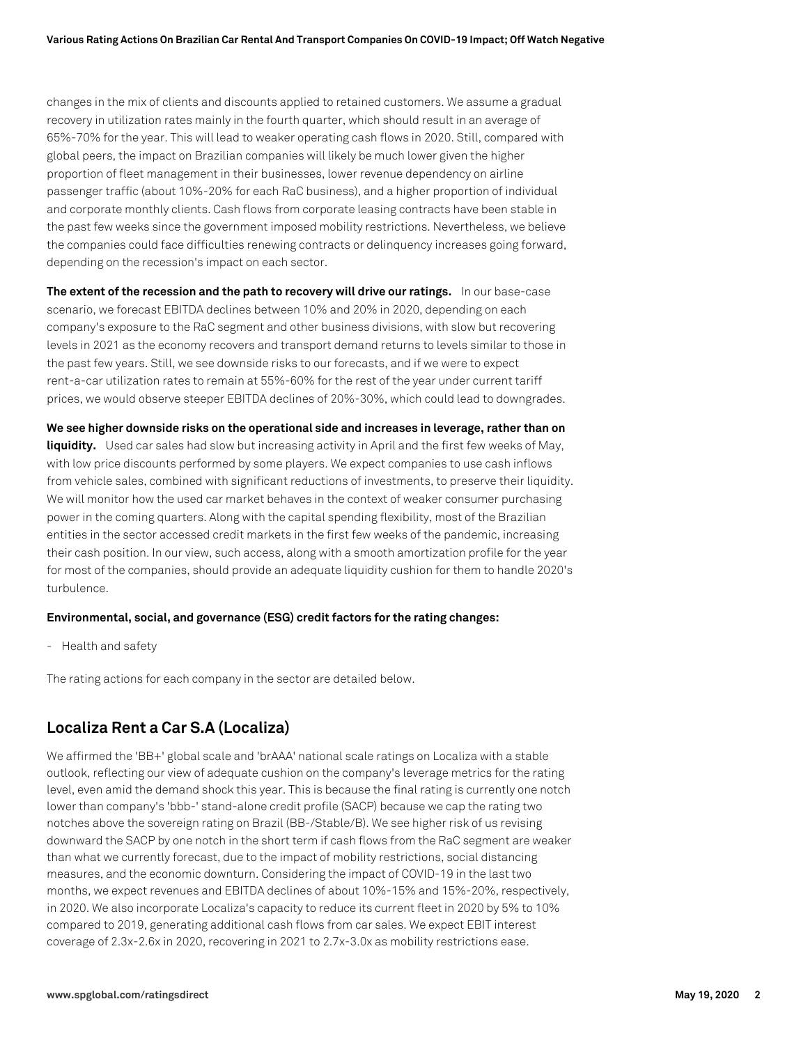changes in the mix of clients and discounts applied to retained customers. We assume a gradual recovery in utilization rates mainly in the fourth quarter, which should result in an average of 65%-70% for the year. This will lead to weaker operating cash flows in 2020. Still, compared with global peers, the impact on Brazilian companies will likely be much lower given the higher proportion of fleet management in their businesses, lower revenue dependency on airline passenger traffic (about 10%-20% for each RaC business), and a higher proportion of individual and corporate monthly clients. Cash flows from corporate leasing contracts have been stable in the past few weeks since the government imposed mobility restrictions. Nevertheless, we believe the companies could face difficulties renewing contracts or delinquency increases going forward, depending on the recession's impact on each sector.

**The extent of the recession and the path to recovery will drive our ratings.** In our base-case scenario, we forecast EBITDA declines between 10% and 20% in 2020, depending on each company's exposure to the RaC segment and other business divisions, with slow but recovering levels in 2021 as the economy recovers and transport demand returns to levels similar to those in the past few years. Still, we see downside risks to our forecasts, and if we were to expect rent-a-car utilization rates to remain at 55%-60% for the rest of the year under current tariff prices, we would observe steeper EBITDA declines of 20%-30%, which could lead to downgrades.

**We see higher downside risks on the operational side and increases in leverage, rather than on liquidity.** Used car sales had slow but increasing activity in April and the first few weeks of May, with low price discounts performed by some players. We expect companies to use cash inflows from vehicle sales, combined with significant reductions of investments, to preserve their liquidity. We will monitor how the used car market behaves in the context of weaker consumer purchasing power in the coming quarters. Along with the capital spending flexibility, most of the Brazilian entities in the sector accessed credit markets in the first few weeks of the pandemic, increasing their cash position. In our view, such access, along with a smooth amortization profile for the year for most of the companies, should provide an adequate liquidity cushion for them to handle 2020's turbulence.

**Environmental, social, and governance (ESG) credit factors for the rating changes:**

- Health and safety

The rating actions for each company in the sector are detailed below.

## Localiza Rent a Car S.A (Localiza)

We affirmed the 'BB+' global scale and 'brAAA' national scale ratings on Localiza with a stable outlook, reflecting our view of adequate cushion on the company's leverage metrics for the rating level, even amid the demand shock this year. This is because the final rating is currently one notch lower than company's 'bbb-' stand-alone credit profile (SACP) because we cap the rating two notches above the sovereign rating on Brazil (BB-/Stable/B). We see higher risk of us revising downward the SACP by one notch in the short term if cash flows from the RaC segment are weaker than what we currently forecast, due to the impact of mobility restrictions, social distancing measures, and the economic downturn. Considering the impact of COVID-19 in the last two months, we expect revenues and EBITDA declines of about 10%-15% and 15%-20%, respectively, in 2020. We also incorporate Localiza's capacity to reduce its current fleet in 2020 by 5% to 10% compared to 2019, generating additional cash flows from car sales. We expect EBIT interest coverage of 2.3x-2.6x in 2020, recovering in 2021 to 2.7x-3.0x as mobility restrictions ease.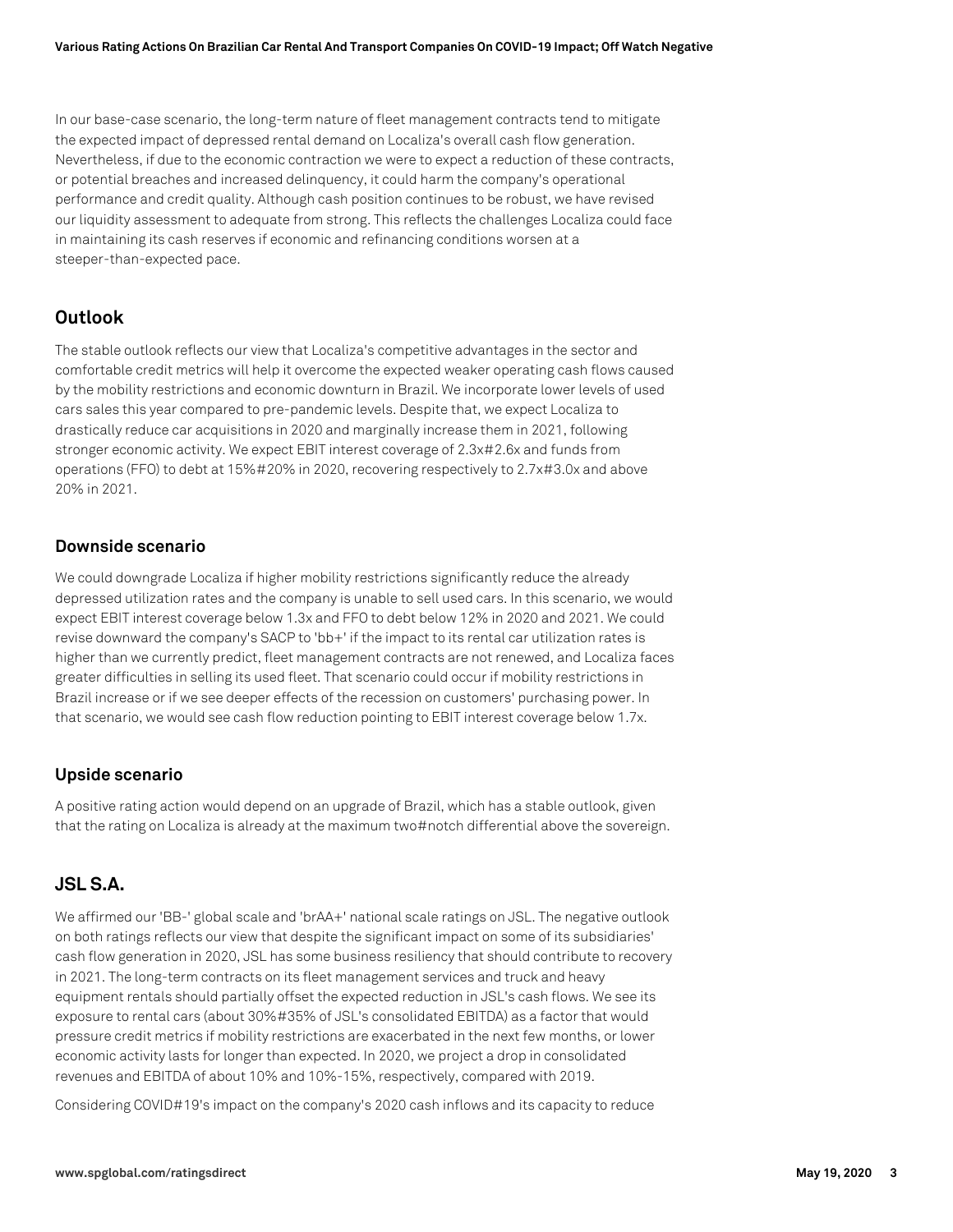In our base-case scenario, the long-term nature of fleet management contracts tend to mitigate the expected impact of depressed rental demand on Localiza's overall cash flow generation. Nevertheless, if due to the economic contraction we were to expect a reduction of these contracts, or potential breaches and increased delinquency, it could harm the company's operational performance and credit quality. Although cash position continues to be robust, we have revised our liquidity assessment to adequate from strong. This reflects the challenges Localiza could face in maintaining its cash reserves if economic and refinancing conditions worsen at a steeper-than-expected pace.

## Outlook

The stable outlook reflects our view that Localiza's competitive advantages in the sector and comfortable credit metrics will help it overcome the expected weaker operating cash flows caused by the mobility restrictions and economic downturn in Brazil. We incorporate lower levels of used cars sales this year compared to pre-pandemic levels. Despite that, we expect Localiza to drastically reduce car acquisitions in 2020 and marginally increase them in 2021, following stronger economic activity. We expect EBIT interest coverage of 2.3x#2.6x and funds from operations (FFO) to debt at 15%#20% in 2020, recovering respectively to 2.7x#3.0x and above 20% in 2021.

### Downside scenario

We could downgrade Localiza if higher mobility restrictions significantly reduce the already depressed utilization rates and the company is unable to sell used cars. In this scenario, we would expect EBIT interest coverage below 1.3x and FFO to debt below 12% in 2020 and 2021. We could revise downward the company's SACP to 'bb+' if the impact to its rental car utilization rates is higher than we currently predict, fleet management contracts are not renewed, and Localiza faces greater difficulties in selling its used fleet. That scenario could occur if mobility restrictions in Brazil increase or if we see deeper effects of the recession on customers' purchasing power. In that scenario, we would see cash flow reduction pointing to EBIT interest coverage below 1.7x.

### Upside scenario

A positive rating action would depend on an upgrade of Brazil, which has a stable outlook, given that the rating on Localiza is already at the maximum two#notch differential above the sovereign.

## JSL S.A.

We affirmed our 'BB-' global scale and 'brAA+' national scale ratings on JSL. The negative outlook on both ratings reflects our view that despite the significant impact on some of its subsidiaries' cash flow generation in 2020, JSL has some business resiliency that should contribute to recovery in 2021. The long-term contracts on its fleet management services and truck and heavy equipment rentals should partially offset the expected reduction in JSL's cash flows. We see its exposure to rental cars (about 30%#35% of JSL's consolidated EBITDA) as a factor that would pressure credit metrics if mobility restrictions are exacerbated in the next few months, or lower economic activity lasts for longer than expected. In 2020, we project a drop in consolidated revenues and EBITDA of about 10% and 10%-15%, respectively, compared with 2019.

Considering COVID#19's impact on the company's 2020 cash inflows and its capacity to reduce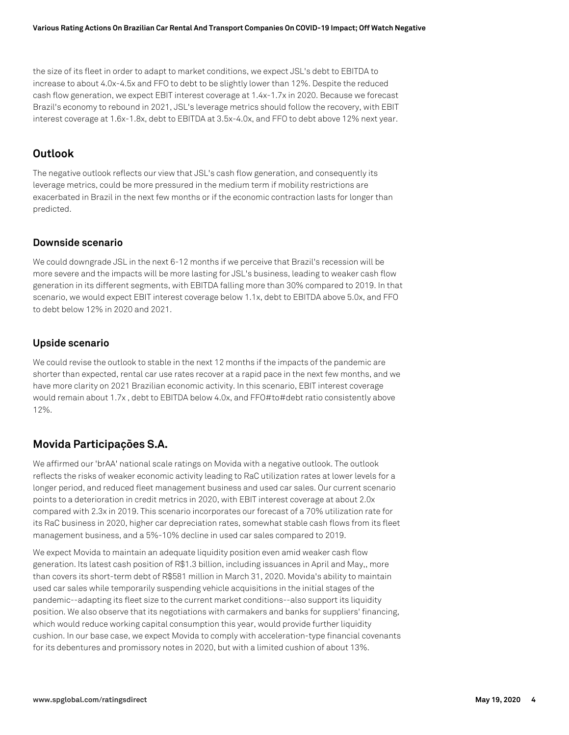the size of its fleet in order to adapt to market conditions, we expect JSL's debt to EBITDA to increase to about 4.0x-4.5x and FFO to debt to be slightly lower than 12%. Despite the reduced cash flow generation, we expect EBIT interest coverage at 1.4x-1.7x in 2020. Because we forecast Brazil's economy to rebound in 2021, JSL's leverage metrics should follow the recovery, with EBIT interest coverage at 1.6x-1.8x, debt to EBITDA at 3.5x-4.0x, and FFO to debt above 12% next year.

## Outlook

The negative outlook reflects our view that JSL's cash flow generation, and consequently its leverage metrics, could be more pressured in the medium term if mobility restrictions are exacerbated in Brazil in the next few months or if the economic contraction lasts for longer than predicted.

### Downside scenario

We could downgrade JSL in the next 6-12 months if we perceive that Brazil's recession will be more severe and the impacts will be more lasting for JSL's business, leading to weaker cash flow generation in its different segments, with EBITDA falling more than 30% compared to 2019. In that scenario, we would expect EBIT interest coverage below 1.1x, debt to EBITDA above 5.0x, and FFO to debt below 12% in 2020 and 2021.

### Upside scenario

We could revise the outlook to stable in the next 12 months if the impacts of the pandemic are shorter than expected, rental car use rates recover at a rapid pace in the next few months, and we have more clarity on 2021 Brazilian economic activity. In this scenario, EBIT interest coverage would remain about 1.7x , debt to EBITDA below 4.0x, and FFO#to#debt ratio consistently above 12%.

## Movida Participações S.A.

We affirmed our 'brAA' national scale ratings on Movida with a negative outlook. The outlook reflects the risks of weaker economic activity leading to RaC utilization rates at lower levels for a longer period, and reduced fleet management business and used car sales. Our current scenario points to a deterioration in credit metrics in 2020, with EBIT interest coverage at about 2.0x compared with 2.3x in 2019. This scenario incorporates our forecast of a 70% utilization rate for its RaC business in 2020, higher car depreciation rates, somewhat stable cash flows from its fleet management business, and a 5%-10% decline in used car sales compared to 2019.

We expect Movida to maintain an adequate liquidity position even amid weaker cash flow generation. Its latest cash position of R$1.3 billion, including issuances in April and May,, more than covers its short-term debt of R$581 million in March 31, 2020. Movida's ability to maintain used car sales while temporarily suspending vehicle acquisitions in the initial stages of the pandemic--adapting its fleet size to the current market conditions--also support its liquidity position. We also observe that its negotiations with carmakers and banks for suppliers' financing, which would reduce working capital consumption this year, would provide further liquidity cushion. In our base case, we expect Movida to comply with acceleration-type financial covenants for its debentures and promissory notes in 2020, but with a limited cushion of about 13%.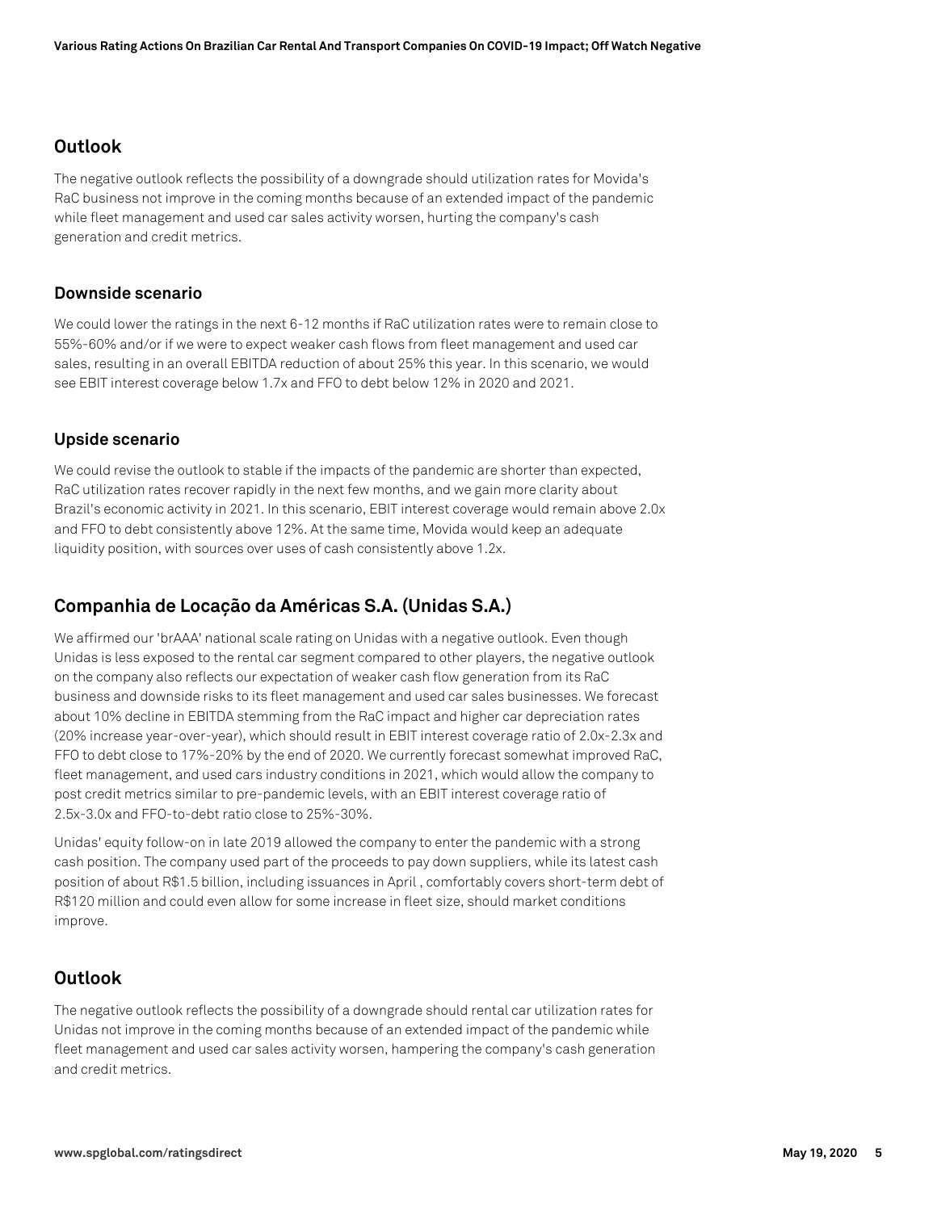### Outlook

The negative outlook reflects the possibility of a downgrade should utilization rates for Movida's RaC business not improve in the coming months because of an extended impact of the pandemic while fleet management and used car sales activity worsen, hurting the company's cash generation and credit metrics.

#### Downside scenario

We could lower the ratings in the next 6-12 months if RaC utilization rates were to remain close to 55%-60% and/or if we were to expect weaker cash flows from fleet management and used car sales, resulting in an overall EBITDA reduction of about 25% this year. In this scenario, we would see EBIT interest coverage below 1.7x and FFO to debt below 12% in 2020 and 2021.

#### Upside scenario

We could revise the outlook to stable if the impacts of the pandemic are shorter than expected, RaC utilization rates recover rapidly in the next few months, and we gain more clarity about Brazil's economic activity in 2021. In this scenario, EBIT interest coverage would remain above 2.0x and FFO to debt consistently above 12%. At the same time, Movida would keep an adequate liquidity position, with sources over uses of cash consistently above 1.2x.

## Companhia de Locação da Américas S.A. (Unidas S.A.)

We affirmed our 'brAAA' national scale rating on Unidas with a negative outlook. Even though Unidas is less exposed to the rental car segment compared to other players, the negative outlook on the company also reflects our expectation of weaker cash flow generation from its RaC business and downside risks to its fleet management and used car sales businesses. We forecast about 10% decline in EBITDA stemming from the RaC impact and higher car depreciation rates (20% increase year-over-year), which should result in EBIT interest coverage ratio of 2.0x-2.3x and FFO to debt close to 17%-20% by the end of 2020. We currently forecast somewhat improved RaC, fleet management, and used cars industry conditions in 2021, which would allow the company to post credit metrics similar to pre-pandemic levels, with an EBIT interest coverage ratio of 2.5x-3.0x and FFO-to-debt ratio close to 25%-30%.

Unidas' equity follow-on in late 2019 allowed the company to enter the pandemic with a strong cash position. The company used part of the proceeds to pay down suppliers, while its latest cash position of about R$1.5 billion, including issuances in April , comfortably covers short-term debt of R$120 million and could even allow for some increase in fleet size, should market conditions improve.

### Outlook

The negative outlook reflects the possibility of a downgrade should rental car utilization rates for Unidas not improve in the coming months because of an extended impact of the pandemic while fleet management and used car sales activity worsen, hampering the company's cash generation and credit metrics.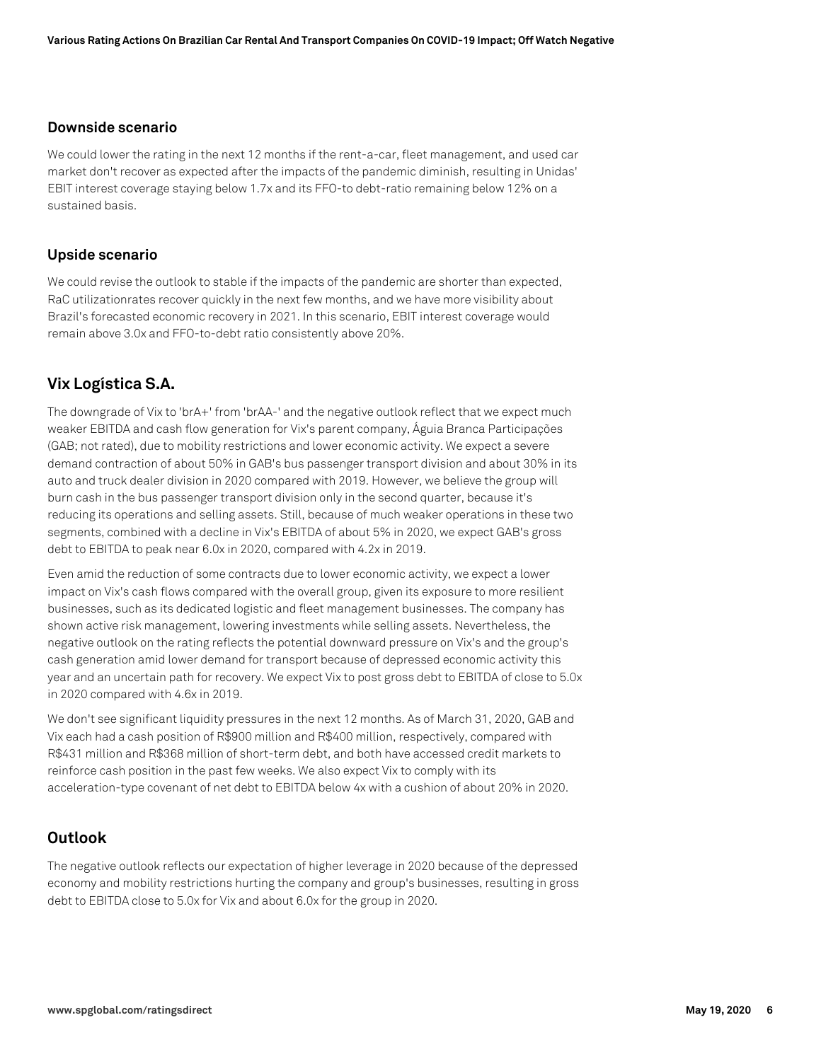### Downside scenario

We could lower the rating in the next 12 months if the rent-a-car, fleet management, and used car market don't recover as expected after the impacts of the pandemic diminish, resulting in Unidas' EBIT interest coverage staying below 1.7x and its FFO-to debt-ratio remaining below 12% on a sustained basis.

### Upside scenario

We could revise the outlook to stable if the impacts of the pandemic are shorter than expected, RaC utilizationrates recover quickly in the next few months, and we have more visibility about Brazil's forecasted economic recovery in 2021. In this scenario, EBIT interest coverage would remain above 3.0x and FFO-to-debt ratio consistently above 20%.

## Vix Logística S.A.

The downgrade of Vix to 'brA+' from 'brAA-' and the negative outlook reflect that we expect much weaker EBITDA and cash flow generation for Vix's parent company, Águia Branca Participações (GAB; not rated), due to mobility restrictions and lower economic activity. We expect a severe demand contraction of about 50% in GAB's bus passenger transport division and about 30% in its auto and truck dealer division in 2020 compared with 2019. However, we believe the group will burn cash in the bus passenger transport division only in the second quarter, because it's reducing its operations and selling assets. Still, because of much weaker operations in these two segments, combined with a decline in Vix's EBITDA of about 5% in 2020, we expect GAB's gross debt to EBITDA to peak near 6.0x in 2020, compared with 4.2x in 2019.

Even amid the reduction of some contracts due to lower economic activity, we expect a lower impact on Vix's cash flows compared with the overall group, given its exposure to more resilient businesses, such as its dedicated logistic and fleet management businesses. The company has shown active risk management, lowering investments while selling assets. Nevertheless, the negative outlook on the rating reflects the potential downward pressure on Vix's and the group's cash generation amid lower demand for transport because of depressed economic activity this year and an uncertain path for recovery. We expect Vix to post gross debt to EBITDA of close to 5.0x in 2020 compared with 4.6x in 2019.

We don't see significant liquidity pressures in the next 12 months. As of March 31, 2020, GAB and Vix each had a cash position of R$900 million and R$400 million, respectively, compared with R$431 million and R$368 million of short-term debt, and both have accessed credit markets to reinforce cash position in the past few weeks. We also expect Vix to comply with its acceleration-type covenant of net debt to EBITDA below 4x with a cushion of about 20% in 2020.

## Outlook

The negative outlook reflects our expectation of higher leverage in 2020 because of the depressed economy and mobility restrictions hurting the company and group's businesses, resulting in gross debt to EBITDA close to 5.0x for Vix and about 6.0x for the group in 2020.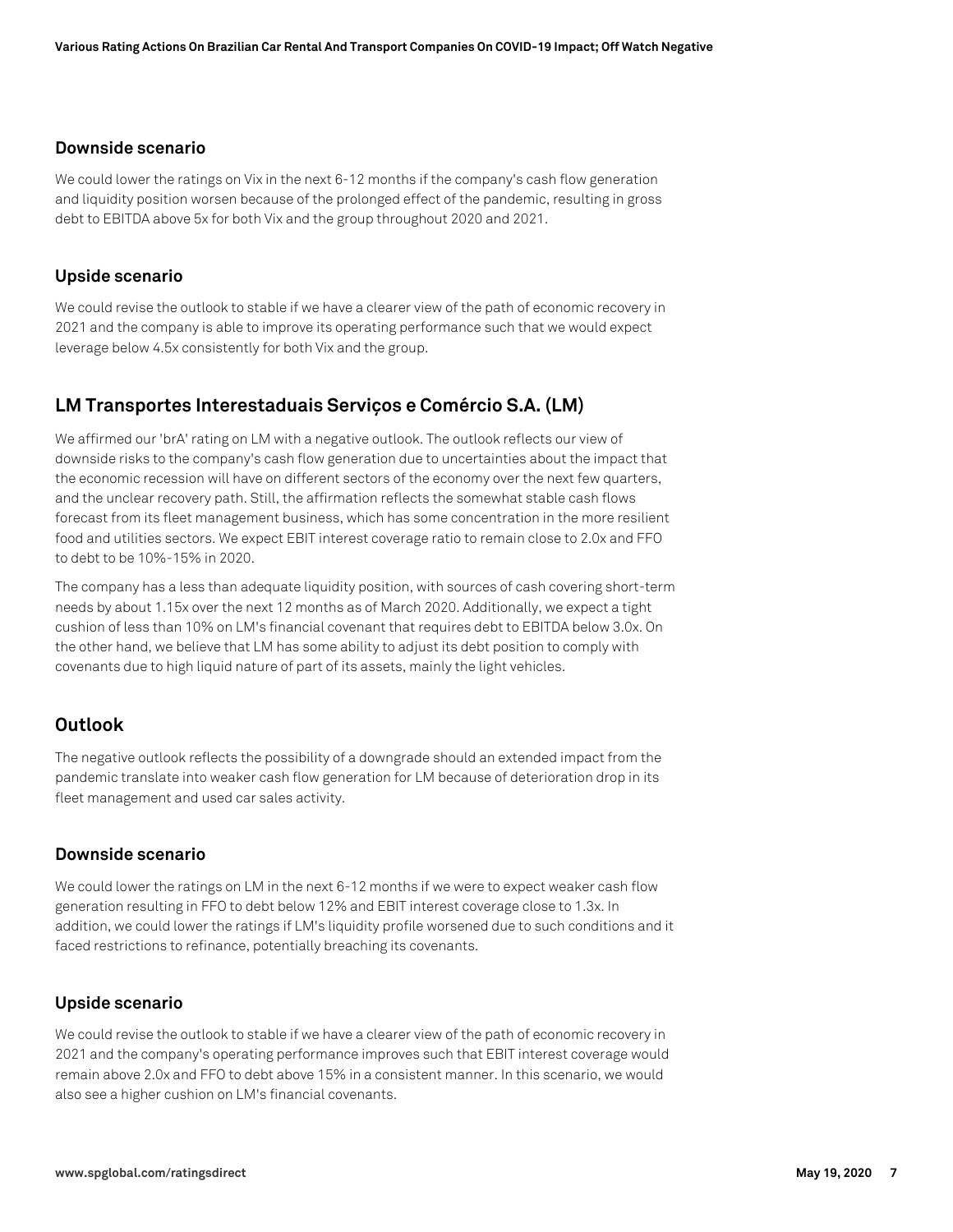### Downside scenario

We could lower the ratings on Vix in the next 6-12 months if the company's cash flow generation and liquidity position worsen because of the prolonged effect of the pandemic, resulting in gross debt to EBITDA above 5x for both Vix and the group throughout 2020 and 2021.

### Upside scenario

We could revise the outlook to stable if we have a clearer view of the path of economic recovery in 2021 and the company is able to improve its operating performance such that we would expect leverage below 4.5x consistently for both Vix and the group.

## LM Transportes Interestaduais Serviços e Comércio S.A. (LM)

We affirmed our 'brA' rating on LM with a negative outlook. The outlook reflects our view of downside risks to the company's cash flow generation due to uncertainties about the impact that the economic recession will have on different sectors of the economy over the next few quarters, and the unclear recovery path. Still, the affirmation reflects the somewhat stable cash flows forecast from its fleet management business, which has some concentration in the more resilient food and utilities sectors. We expect EBIT interest coverage ratio to remain close to 2.0x and FFO to debt to be 10%-15% in 2020.

The company has a less than adequate liquidity position, with sources of cash covering short-term needs by about 1.15x over the next 12 months as of March 2020. Additionally, we expect a tight cushion of less than 10% on LM's financial covenant that requires debt to EBITDA below 3.0x. On the other hand, we believe that LM has some ability to adjust its debt position to comply with covenants due to high liquid nature of part of its assets, mainly the light vehicles.

## Outlook

The negative outlook reflects the possibility of a downgrade should an extended impact from the pandemic translate into weaker cash flow generation for LM because of deterioration drop in its fleet management and used car sales activity.

### Downside scenario

We could lower the ratings on LM in the next 6-12 months if we were to expect weaker cash flow generation resulting in FFO to debt below 12% and EBIT interest coverage close to 1.3x. In addition, we could lower the ratings if LM's liquidity profile worsened due to such conditions and it faced restrictions to refinance, potentially breaching its covenants.

### Upside scenario

We could revise the outlook to stable if we have a clearer view of the path of economic recovery in 2021 and the company's operating performance improves such that EBIT interest coverage would remain above 2.0x and FFO to debt above 15% in a consistent manner. In this scenario, we would also see a higher cushion on LM's financial covenants.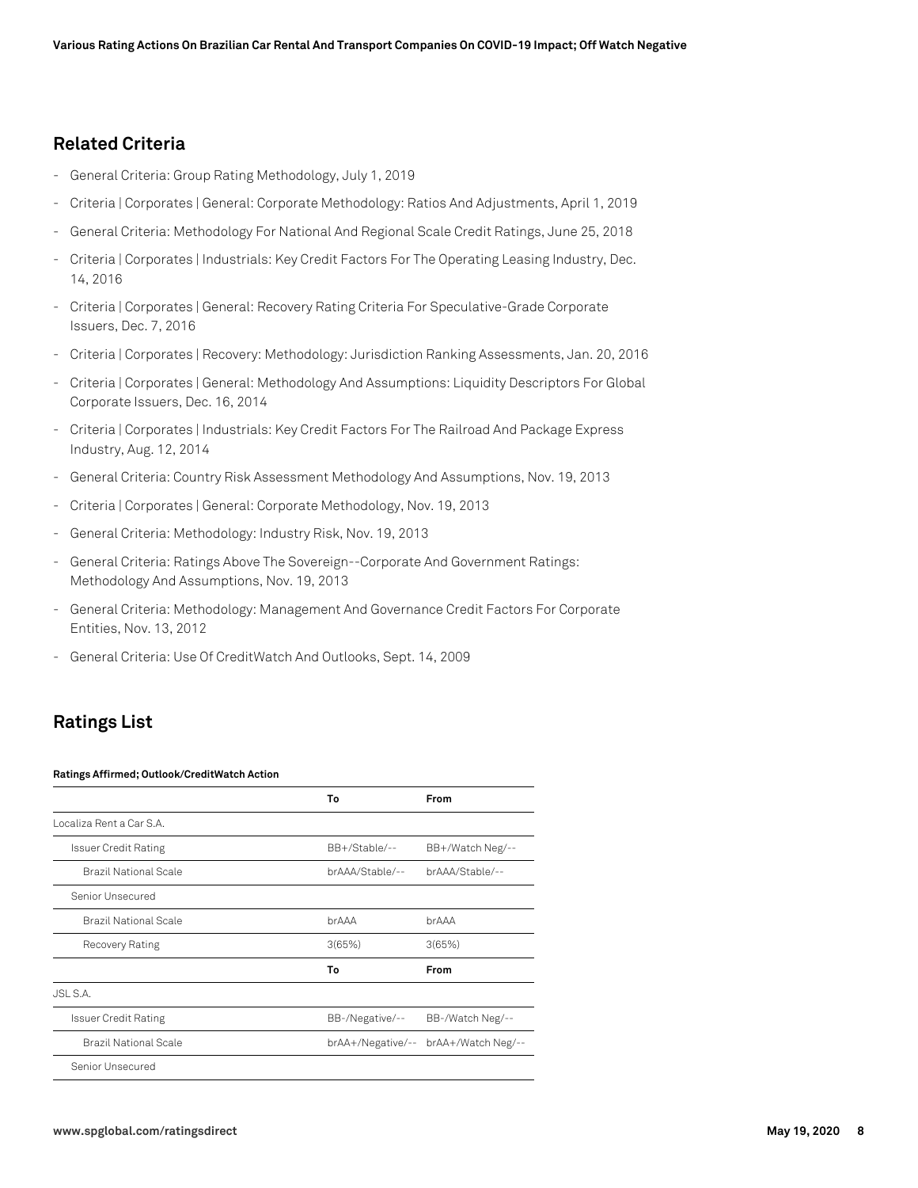## Related Criteria

- General Criteria: Group Rating Methodology, July 1, 2019
- Criteria | Corporates | General: Corporate Methodology: Ratios And Adjustments, April 1, 2019
- General Criteria: Methodology For National And Regional Scale Credit Ratings, June 25, 2018
- Criteria | Corporates | Industrials: Key Credit Factors For The Operating Leasing Industry, Dec. 14, 2016
- Criteria | Corporates | General: Recovery Rating Criteria For Speculative-Grade Corporate Issuers, Dec. 7, 2016
- Criteria | Corporates | Recovery: Methodology: Jurisdiction Ranking Assessments, Jan. 20, 2016
- Criteria | Corporates | General: Methodology And Assumptions: Liquidity Descriptors For Global Corporate Issuers, Dec. 16, 2014
- Criteria | Corporates | Industrials: Key Credit Factors For The Railroad And Package Express Industry, Aug. 12, 2014
- General Criteria: Country Risk Assessment Methodology And Assumptions, Nov. 19, 2013
- Criteria | Corporates | General: Corporate Methodology, Nov. 19, 2013
- General Criteria: Methodology: Industry Risk, Nov. 19, 2013
- General Criteria: Ratings Above The Sovereign--Corporate And Government Ratings: Methodology And Assumptions, Nov. 19, 2013
- General Criteria: Methodology: Management And Governance Credit Factors For Corporate Entities, Nov. 13, 2012
- General Criteria: Use Of CreditWatch And Outlooks, Sept. 14, 2009

## Ratings List

**Ratings Affirmed; Outlook/CreditWatch Action**

| | To | From |
|---|---|---|
| Localiza Rent a Car S.A. | | |
| Issuer Credit Rating | BB+/Stable/-- | BB+/Watch Neg/-- |
| Brazil National Scale | brAAA/Stable/-- | brAAA/Stable/-- |
| Senior Unsecured | | |
| Brazil National Scale | brAAA | brAAA |
| Recovery Rating | 3(65%) | 3(65%) |
| | **To** | **From** |
| JSL S.A. | | |
| Issuer Credit Rating | BB-/Negative/-- | BB-/Watch Neg/-- |
| Brazil National Scale | brAA+/Negative/-- | brAA+/Watch Neg/-- |
| Senior Unsecured | | |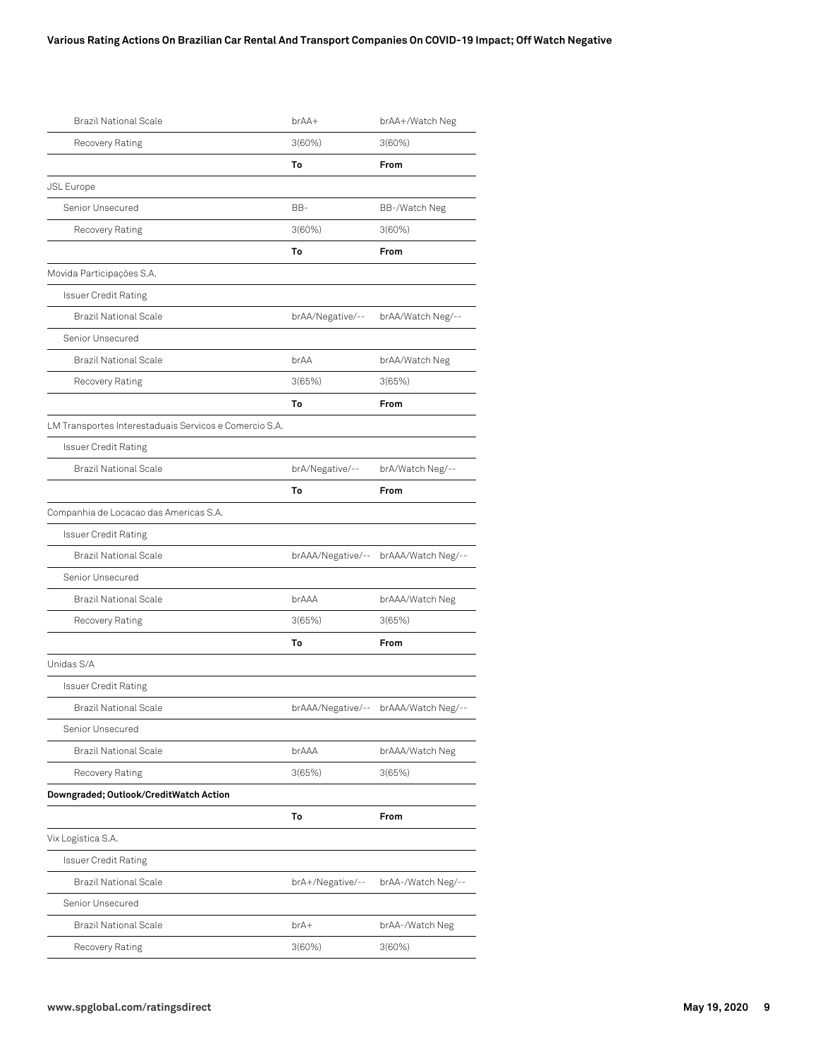| | | |
|---|---|---|
| Brazil National Scale | brAA+ | brAA+/Watch Neg |
| Recovery Rating | 3(60%) | 3(60%) |
| | **To** | **From** |
| JSL Europe | | |
| Senior Unsecured | BB- | BB-/Watch Neg |
| Recovery Rating | 3(60%) | 3(60%) |
| | **To** | **From** |
| Movida Participações S.A. | | |
| Issuer Credit Rating | | |
| Brazil National Scale | brAA/Negative/-- | brAA/Watch Neg/-- |
| Senior Unsecured | | |
| Brazil National Scale | brAA | brAA/Watch Neg |
| Recovery Rating | 3(65%) | 3(65%) |
| | **To** | **From** |
| LM Transportes Interestaduais Servicos e Comercio S.A. | | |
| Issuer Credit Rating | | |
| Brazil National Scale | brA/Negative/-- | brA/Watch Neg/-- |
| | **To** | **From** |
| Companhia de Locacao das Americas S.A. | | |
| Issuer Credit Rating | | |
| Brazil National Scale | brAAA/Negative/-- | brAAA/Watch Neg/-- |
| Senior Unsecured | | |
| Brazil National Scale | brAAA | brAAA/Watch Neg |
| Recovery Rating | 3(65%) | 3(65%) |
| | **To** | **From** |
| Unidas S/A | | |
| Issuer Credit Rating | | |
| Brazil National Scale | brAAA/Negative/-- | brAAA/Watch Neg/-- |
| Senior Unsecured | | |
| Brazil National Scale | brAAA | brAAA/Watch Neg |
| Recovery Rating | 3(65%) | 3(65%) |
| **Downgraded; Outlook/CreditWatch Action** | | |
| | **To** | **From** |
| Vix Logistica S.A. | | |
| Issuer Credit Rating | | |
| Brazil National Scale | brA+/Negative/-- | brAA-/Watch Neg/-- |
| Senior Unsecured | | |
| Brazil National Scale | brA+ | brAA-/Watch Neg |
| Recovery Rating | 3(60%) | 3(60%) |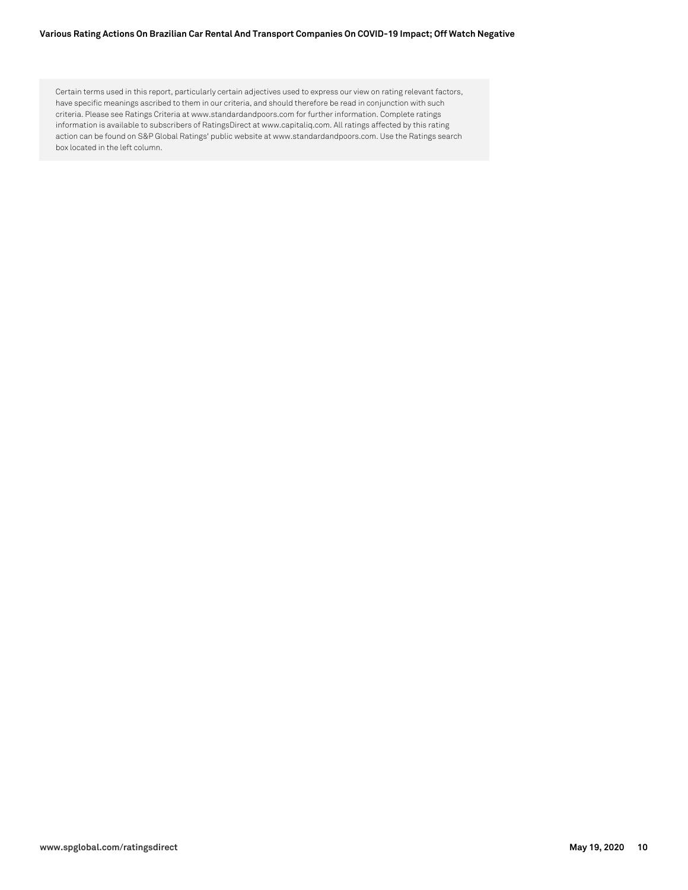Certain terms used in this report, particularly certain adjectives used to express our view on rating relevant factors, have specific meanings ascribed to them in our criteria, and should therefore be read in conjunction with such criteria. Please see Ratings Criteria at www.standardandpoors.com for further information. Complete ratings information is available to subscribers of RatingsDirect at www.capitaliq.com. All ratings affected by this rating action can be found on S&P Global Ratings' public website at www.standardandpoors.com. Use the Ratings search box located in the left column.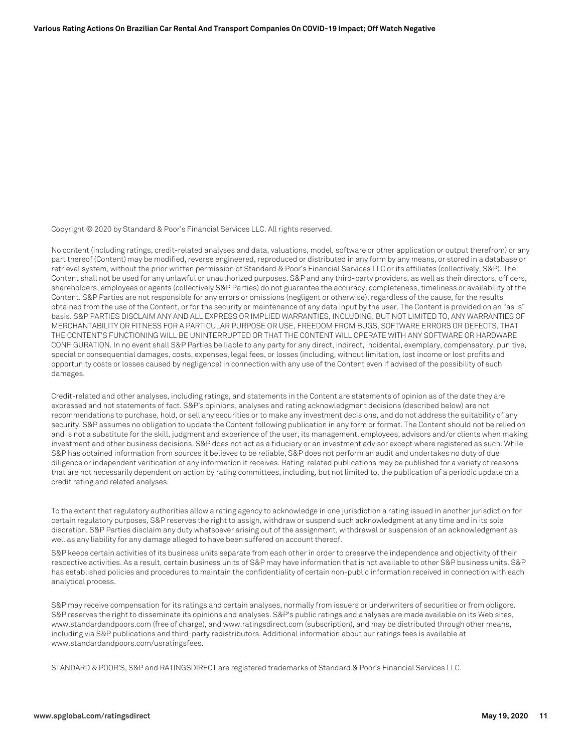Copyright © 2020 by Standard & Poor's Financial Services LLC. All rights reserved.

No content (including ratings, credit-related analyses and data, valuations, model, software or other application or output therefrom) or any part thereof (Content) may be modified, reverse engineered, reproduced or distributed in any form by any means, or stored in a database or retrieval system, without the prior written permission of Standard & Poor's Financial Services LLC or its affiliates (collectively, S&P). The Content shall not be used for any unlawful or unauthorized purposes. S&P and any third-party providers, as well as their directors, officers, shareholders, employees or agents (collectively S&P Parties) do not guarantee the accuracy, completeness, timeliness or availability of the Content. S&P Parties are not responsible for any errors or omissions (negligent or otherwise), regardless of the cause, for the results obtained from the use of the Content, or for the security or maintenance of any data input by the user. The Content is provided on an "as is" basis. S&P PARTIES DISCLAIM ANY AND ALL EXPRESS OR IMPLIED WARRANTIES, INCLUDING, BUT NOT LIMITED TO, ANY WARRANTIES OF MERCHANTABILITY OR FITNESS FOR A PARTICULAR PURPOSE OR USE, FREEDOM FROM BUGS, SOFTWARE ERRORS OR DEFECTS, THAT THE CONTENT'S FUNCTIONING WILL BE UNINTERRUPTED OR THAT THE CONTENT WILL OPERATE WITH ANY SOFTWARE OR HARDWARE CONFIGURATION. In no event shall S&P Parties be liable to any party for any direct, indirect, incidental, exemplary, compensatory, punitive, special or consequential damages, costs, expenses, legal fees, or losses (including, without limitation, lost income or lost profits and opportunity costs or losses caused by negligence) in connection with any use of the Content even if advised of the possibility of such damages.

Credit-related and other analyses, including ratings, and statements in the Content are statements of opinion as of the date they are expressed and not statements of fact. S&P's opinions, analyses and rating acknowledgment decisions (described below) are not recommendations to purchase, hold, or sell any securities or to make any investment decisions, and do not address the suitability of any security. S&P assumes no obligation to update the Content following publication in any form or format. The Content should not be relied on and is not a substitute for the skill, judgment and experience of the user, its management, employees, advisors and/or clients when making investment and other business decisions. S&P does not act as a fiduciary or an investment advisor except where registered as such. While S&P has obtained information from sources it believes to be reliable, S&P does not perform an audit and undertakes no duty of due diligence or independent verification of any information it receives. Rating-related publications may be published for a variety of reasons that are not necessarily dependent on action by rating committees, including, but not limited to, the publication of a periodic update on a credit rating and related analyses.

To the extent that regulatory authorities allow a rating agency to acknowledge in one jurisdiction a rating issued in another jurisdiction for certain regulatory purposes, S&P reserves the right to assign, withdraw or suspend such acknowledgment at any time and in its sole discretion. S&P Parties disclaim any duty whatsoever arising out of the assignment, withdrawal or suspension of an acknowledgment as well as any liability for any damage alleged to have been suffered on account thereof.

S&P keeps certain activities of its business units separate from each other in order to preserve the independence and objectivity of their respective activities. As a result, certain business units of S&P may have information that is not available to other S&P business units. S&P has established policies and procedures to maintain the confidentiality of certain non-public information received in connection with each analytical process.

S&P may receive compensation for its ratings and certain analyses, normally from issuers or underwriters of securities or from obligors. S&P reserves the right to disseminate its opinions and analyses. S&P's public ratings and analyses are made available on its Web sites, www.standardandpoors.com (free of charge), and www.ratingsdirect.com (subscription), and may be distributed through other means, including via S&P publications and third-party redistributors. Additional information about our ratings fees is available at www.standardandpoors.com/usratingsfees.

STANDARD & POOR'S, S&P and RATINGSDIRECT are registered trademarks of Standard & Poor's Financial Services LLC.